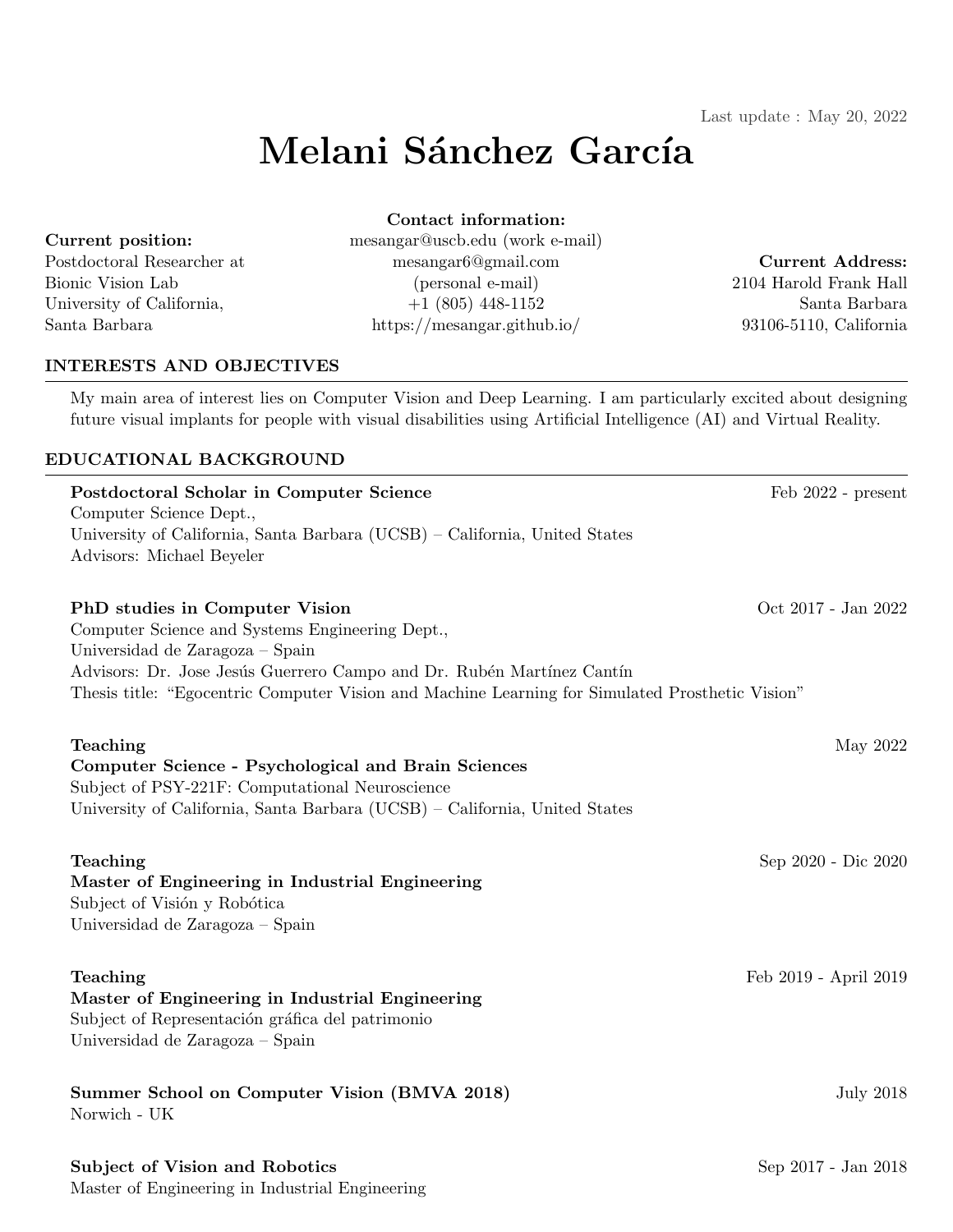Last update : May 20, 2022

# Melani Sánchez García

**Current position:**
Postdoctoral Researcher at
Bionic Vision Lab
University of California,
Santa Barbara

**Contact information:**
mesangar@uscb.edu (work e-mail)
mesangar6@gmail.com
(personal e-mail)
+1 (805) 448-1152
https://mesangar.github.io/

**Current Address:**
2104 Harold Frank Hall
Santa Barbara
93106-5110, California

## INTERESTS AND OBJECTIVES

My main area of interest lies on Computer Vision and Deep Learning. I am particularly excited about designing future visual implants for people with visual disabilities using Artificial Intelligence (AI) and Virtual Reality.

## EDUCATIONAL BACKGROUND

**Postdoctoral Scholar in Computer Science** — Feb 2022 - present
Computer Science Dept.,
University of California, Santa Barbara (UCSB) – California, United States
Advisors: Michael Beyeler

**PhD studies in Computer Vision** — Oct 2017 - Jan 2022
Computer Science and Systems Engineering Dept.,
Universidad de Zaragoza – Spain
Advisors: Dr. Jose Jesús Guerrero Campo and Dr. Rubén Martínez Cantín
Thesis title: "Egocentric Computer Vision and Machine Learning for Simulated Prosthetic Vision"

**Teaching** — May 2022
**Computer Science - Psychological and Brain Sciences**
Subject of PSY-221F: Computational Neuroscience
University of California, Santa Barbara (UCSB) – California, United States

**Teaching** — Sep 2020 - Dic 2020
**Master of Engineering in Industrial Engineering**
Subject of Visión y Robótica
Universidad de Zaragoza – Spain

**Teaching** — Feb 2019 - April 2019
**Master of Engineering in Industrial Engineering**
Subject of Representación gráfica del patrimonio
Universidad de Zaragoza – Spain

**Summer School on Computer Vision (BMVA 2018)** — July 2018
Norwich - UK

**Subject of Vision and Robotics** — Sep 2017 - Jan 2018
Master of Engineering in Industrial Engineering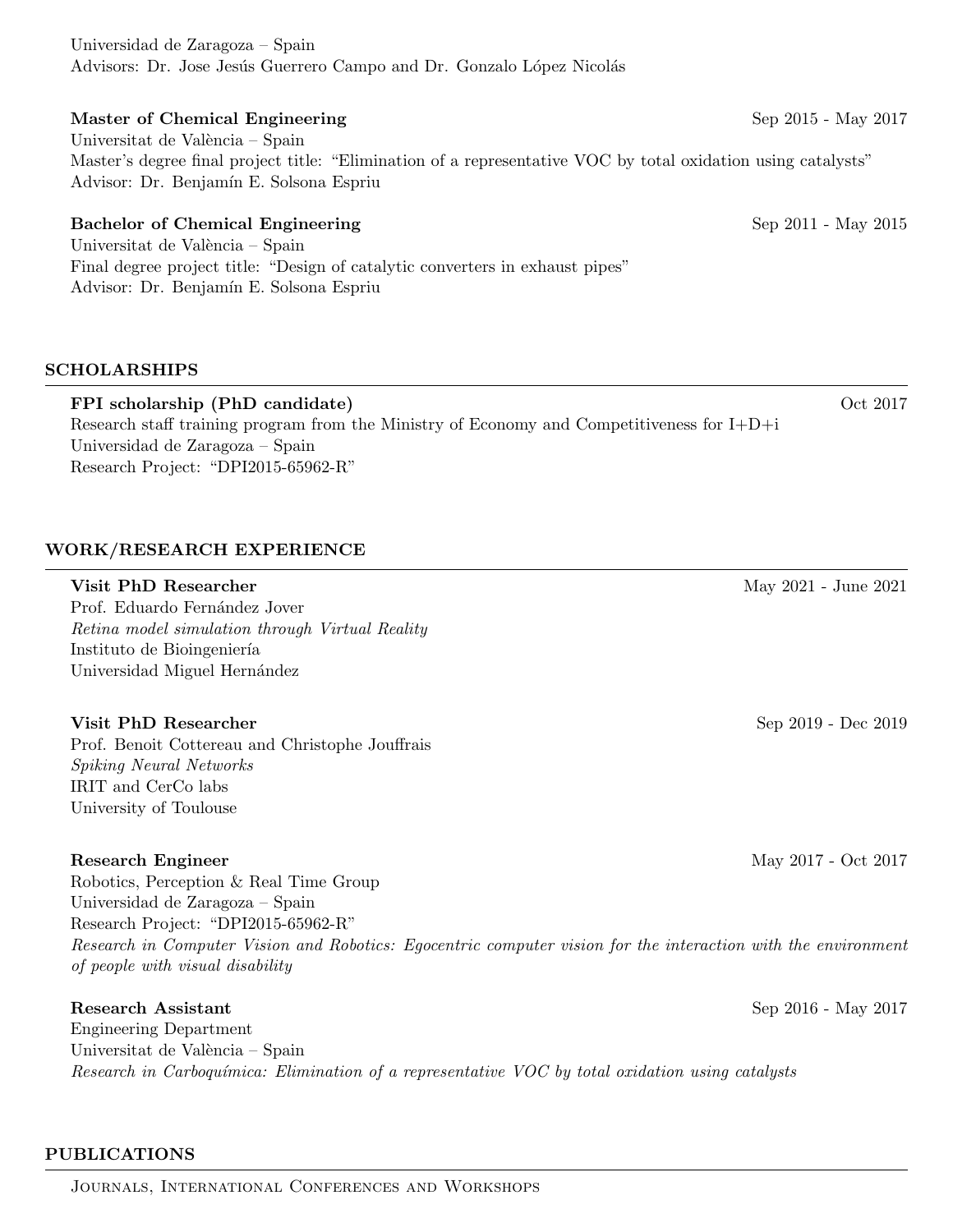Universidad de Zaragoza – Spain
Advisors: Dr. Jose Jesús Guerrero Campo and Dr. Gonzalo López Nicolás

**Master of Chemical Engineering** Sep 2015 - May 2017
Universitat de València – Spain
Master's degree final project title: "Elimination of a representative VOC by total oxidation using catalysts"
Advisor: Dr. Benjamín E. Solsona Espriu

**Bachelor of Chemical Engineering** Sep 2011 - May 2015
Universitat de València – Spain
Final degree project title: "Design of catalytic converters in exhaust pipes"
Advisor: Dr. Benjamín E. Solsona Espriu

## SCHOLARSHIPS

**FPI scholarship (PhD candidate)** Oct 2017
Research staff training program from the Ministry of Economy and Competitiveness for I+D+i
Universidad de Zaragoza – Spain
Research Project: "DPI2015-65962-R"

## WORK/RESEARCH EXPERIENCE

**Visit PhD Researcher** May 2021 - June 2021
Prof. Eduardo Fernández Jover
*Retina model simulation through Virtual Reality*
Instituto de Bioingeniería
Universidad Miguel Hernández

**Visit PhD Researcher** Sep 2019 - Dec 2019
Prof. Benoit Cottereau and Christophe Jouffrais
*Spiking Neural Networks*
IRIT and CerCo labs
University of Toulouse

**Research Engineer** May 2017 - Oct 2017
Robotics, Perception & Real Time Group
Universidad de Zaragoza – Spain
Research Project: "DPI2015-65962-R"
*Research in Computer Vision and Robotics: Egocentric computer vision for the interaction with the environment of people with visual disability*

**Research Assistant** Sep 2016 - May 2017
Engineering Department
Universitat de València – Spain
*Research in Carboquímica: Elimination of a representative VOC by total oxidation using catalysts*

## PUBLICATIONS

Journals, International Conferences and Workshops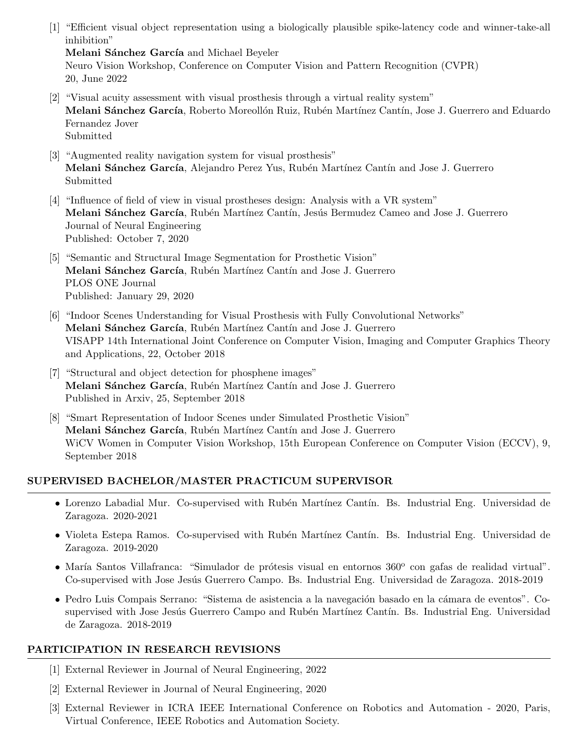[1] "Efficient visual object representation using a biologically plausible spike-latency code and winner-take-all inhibition"
**Melani Sánchez García** and Michael Beyeler
Neuro Vision Workshop, Conference on Computer Vision and Pattern Recognition (CVPR)
20, June 2022

[2] "Visual acuity assessment with visual prosthesis through a virtual reality system"
**Melani Sánchez García**, Roberto Moreollón Ruiz, Rubén Martínez Cantín, Jose J. Guerrero and Eduardo Fernandez Jover
Submitted

[3] "Augmented reality navigation system for visual prosthesis"
**Melani Sánchez García**, Alejandro Perez Yus, Rubén Martínez Cantín and Jose J. Guerrero
Submitted

[4] "Influence of field of view in visual prostheses design: Analysis with a VR system"
**Melani Sánchez García**, Rubén Martínez Cantín, Jesús Bermudez Cameo and Jose J. Guerrero
Journal of Neural Engineering
Published: October 7, 2020

[5] "Semantic and Structural Image Segmentation for Prosthetic Vision"
**Melani Sánchez García**, Rubén Martínez Cantín and Jose J. Guerrero
PLOS ONE Journal
Published: January 29, 2020

[6] "Indoor Scenes Understanding for Visual Prosthesis with Fully Convolutional Networks"
**Melani Sánchez García**, Rubén Martínez Cantín and Jose J. Guerrero
VISAPP 14th International Joint Conference on Computer Vision, Imaging and Computer Graphics Theory and Applications, 22, October 2018

[7] "Structural and object detection for phosphene images"
**Melani Sánchez García**, Rubén Martínez Cantín and Jose J. Guerrero
Published in Arxiv, 25, September 2018

[8] "Smart Representation of Indoor Scenes under Simulated Prosthetic Vision"
**Melani Sánchez García**, Rubén Martínez Cantín and Jose J. Guerrero
WiCV Women in Computer Vision Workshop, 15th European Conference on Computer Vision (ECCV), 9, September 2018

## SUPERVISED BACHELOR/MASTER PRACTICUM SUPERVISOR

- Lorenzo Labadial Mur. Co-supervised with Rubén Martínez Cantín. Bs. Industrial Eng. Universidad de Zaragoza. 2020-2021
- Violeta Estepa Ramos. Co-supervised with Rubén Martínez Cantín. Bs. Industrial Eng. Universidad de Zaragoza. 2019-2020
- María Santos Villafranca: "Simulador de prótesis visual en entornos 360º con gafas de realidad virtual". Co-supervised with Jose Jesús Guerrero Campo. Bs. Industrial Eng. Universidad de Zaragoza. 2018-2019
- Pedro Luis Compais Serrano: "Sistema de asistencia a la navegación basado en la cámara de eventos". Co-supervised with Jose Jesús Guerrero Campo and Rubén Martínez Cantín. Bs. Industrial Eng. Universidad de Zaragoza. 2018-2019

## PARTICIPATION IN RESEARCH REVISIONS

[1] External Reviewer in Journal of Neural Engineering, 2022

[2] External Reviewer in Journal of Neural Engineering, 2020

[3] External Reviewer in ICRA IEEE International Conference on Robotics and Automation - 2020, Paris, Virtual Conference, IEEE Robotics and Automation Society.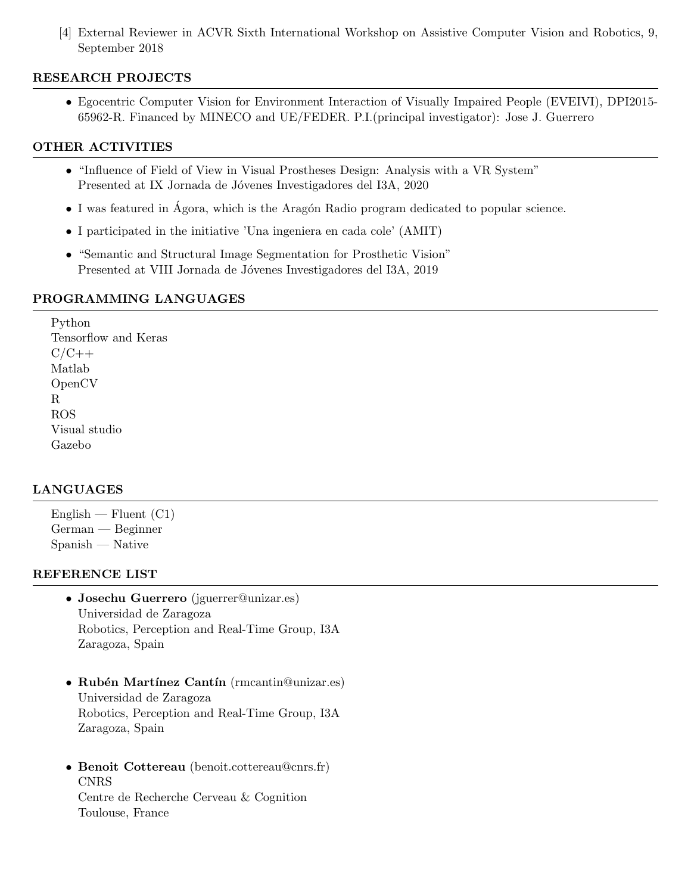[4] External Reviewer in ACVR Sixth International Workshop on Assistive Computer Vision and Robotics, 9, September 2018

## RESEARCH PROJECTS

- Egocentric Computer Vision for Environment Interaction of Visually Impaired People (EVEIVI), DPI2015-65962-R. Financed by MINECO and UE/FEDER. P.I.(principal investigator): Jose J. Guerrero

## OTHER ACTIVITIES

- "Influence of Field of View in Visual Prostheses Design: Analysis with a VR System"
  Presented at IX Jornada de Jóvenes Investigadores del I3A, 2020
- I was featured in Ágora, which is the Aragón Radio program dedicated to popular science.
- I participated in the initiative 'Una ingeniera en cada cole' (AMIT)
- "Semantic and Structural Image Segmentation for Prosthetic Vision"
  Presented at VIII Jornada de Jóvenes Investigadores del I3A, 2019

## PROGRAMMING LANGUAGES

Python
Tensorflow and Keras
C/C++
Matlab
OpenCV
R
ROS
Visual studio
Gazebo

## LANGUAGES

English — Fluent (C1)
German — Beginner
Spanish — Native

## REFERENCE LIST

- **Josechu Guerrero** (jguerrer@unizar.es)
  Universidad de Zaragoza
  Robotics, Perception and Real-Time Group, I3A
  Zaragoza, Spain

- **Rubén Martínez Cantín** (rmcantin@unizar.es)
  Universidad de Zaragoza
  Robotics, Perception and Real-Time Group, I3A
  Zaragoza, Spain

- **Benoit Cottereau** (benoit.cottereau@cnrs.fr)
  CNRS
  Centre de Recherche Cerveau & Cognition
  Toulouse, France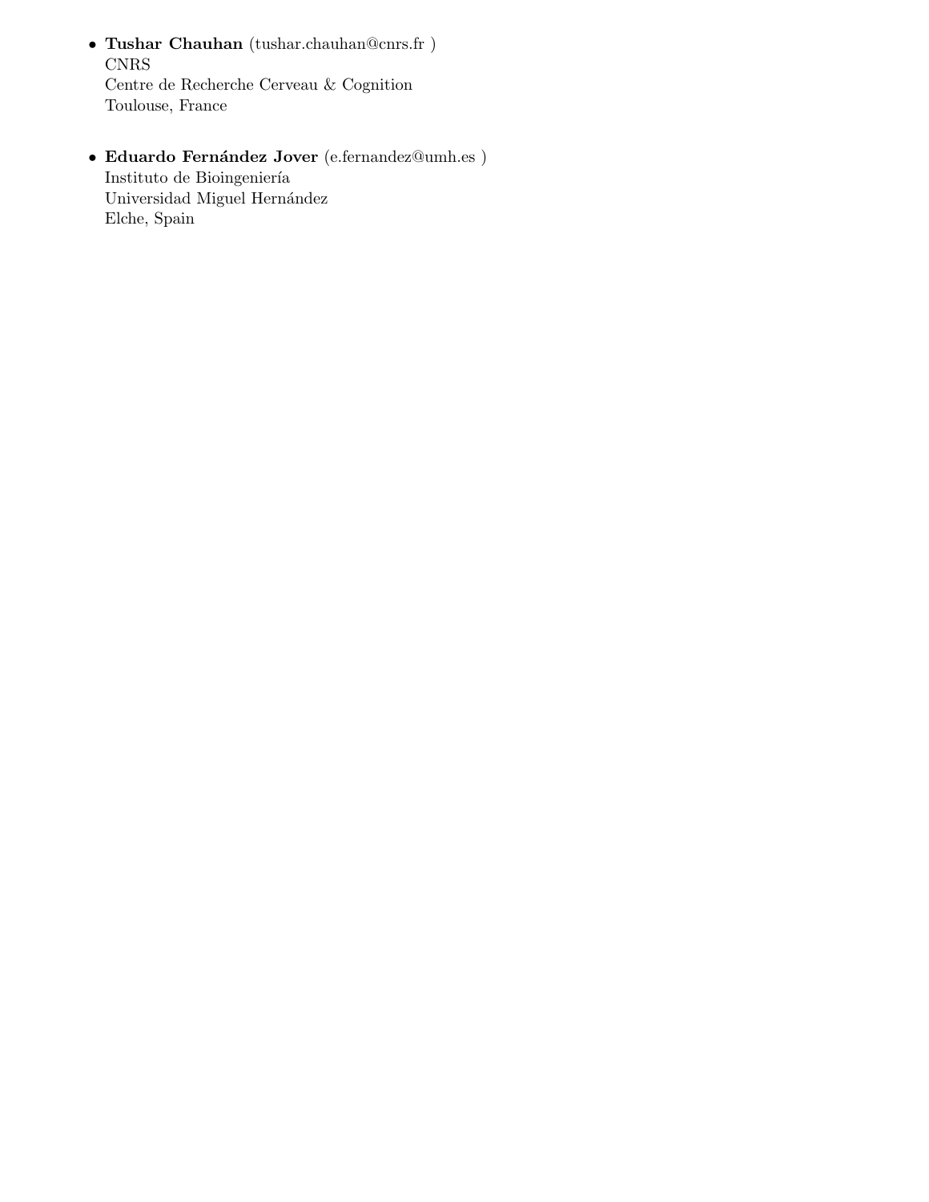- **Tushar Chauhan** (tushar.chauhan@cnrs.fr )
  CNRS
  Centre de Recherche Cerveau & Cognition
  Toulouse, France

- **Eduardo Fernández Jover** (e.fernandez@umh.es )
  Instituto de Bioingeniería
  Universidad Miguel Hernández
  Elche, Spain